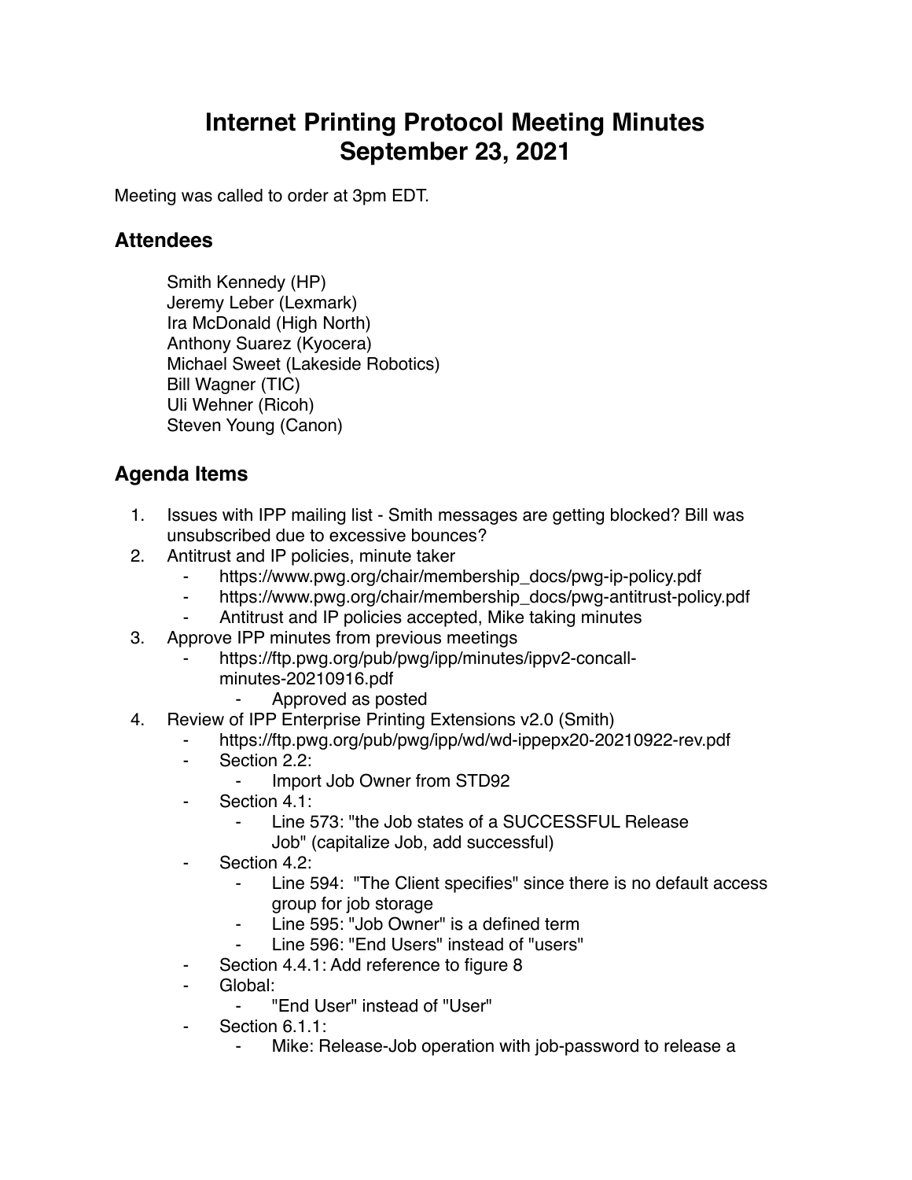# Internet Printing Protocol Meeting Minutes
# September 23, 2021

Meeting was called to order at 3pm EDT.

## Attendees

Smith Kennedy (HP)
Jeremy Leber (Lexmark)
Ira McDonald (High North)
Anthony Suarez (Kyocera)
Michael Sweet (Lakeside Robotics)
Bill Wagner (TIC)
Uli Wehner (Ricoh)
Steven Young (Canon)

## Agenda Items

1. Issues with IPP mailing list - Smith messages are getting blocked? Bill was unsubscribed due to excessive bounces?
2. Antitrust and IP policies, minute taker
    - https://www.pwg.org/chair/membership_docs/pwg-ip-policy.pdf
    - https://www.pwg.org/chair/membership_docs/pwg-antitrust-policy.pdf
    - Antitrust and IP policies accepted, Mike taking minutes
3. Approve IPP minutes from previous meetings
    - https://ftp.pwg.org/pub/pwg/ipp/minutes/ippv2-concall-minutes-20210916.pdf
        - Approved as posted
4. Review of IPP Enterprise Printing Extensions v2.0 (Smith)
    - https://ftp.pwg.org/pub/pwg/ipp/wd/wd-ippepx20-20210922-rev.pdf
    - Section 2.2:
        - Import Job Owner from STD92
    - Section 4.1:
        - Line 573: "the Job states of a SUCCESSFUL Release Job" (capitalize Job, add successful)
    - Section 4.2:
        - Line 594: "The Client specifies" since there is no default access group for job storage
        - Line 595: "Job Owner" is a defined term
        - Line 596: "End Users" instead of "users"
    - Section 4.4.1: Add reference to figure 8
    - Global:
        - "End User" instead of "User"
    - Section 6.1.1:
        - Mike: Release-Job operation with job-password to release a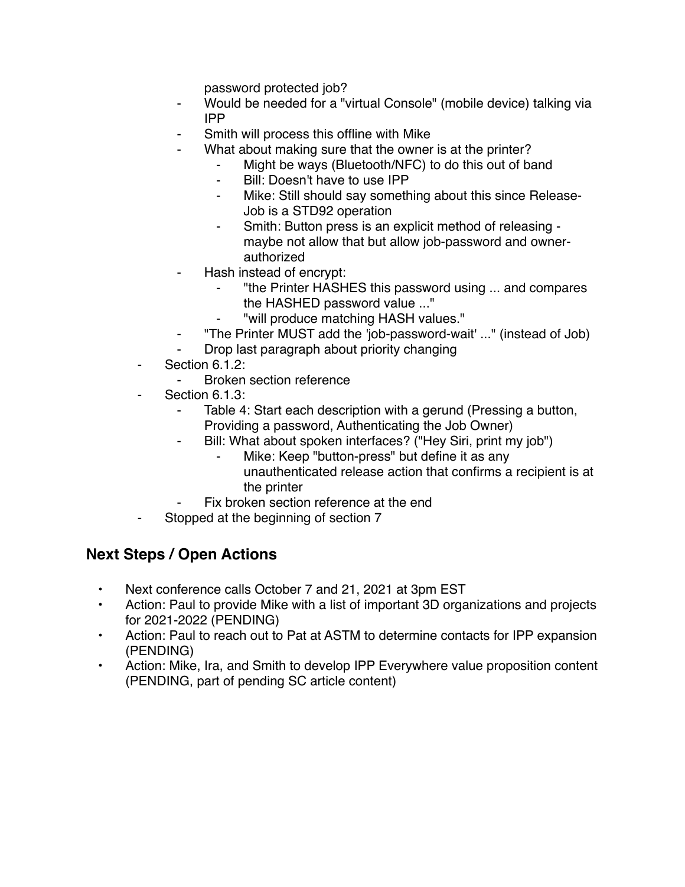password protected job?
  - Would be needed for a "virtual Console" (mobile device) talking via IPP
  - Smith will process this offline with Mike
  - What about making sure that the owner is at the printer?
    - Might be ways (Bluetooth/NFC) to do this out of band
    - Bill: Doesn't have to use IPP
    - Mike: Still should say something about this since Release-Job is a STD92 operation
    - Smith: Button press is an explicit method of releasing - maybe not allow that but allow job-password and owner-authorized
  - Hash instead of encrypt:
    - "the Printer HASHES this password using ... and compares the HASHED password value ..."
    - "will produce matching HASH values."
  - "The Printer MUST add the 'job-password-wait' ..." (instead of Job)
  - Drop last paragraph about priority changing
- Section 6.1.2:
  - Broken section reference
- Section 6.1.3:
  - Table 4: Start each description with a gerund (Pressing a button, Providing a password, Authenticating the Job Owner)
  - Bill: What about spoken interfaces? ("Hey Siri, print my job")
    - Mike: Keep "button-press" but define it as any unauthenticated release action that confirms a recipient is at the printer
  - Fix broken section reference at the end
- Stopped at the beginning of section 7

## Next Steps / Open Actions

- Next conference calls October 7 and 21, 2021 at 3pm EST
- Action: Paul to provide Mike with a list of important 3D organizations and projects for 2021-2022 (PENDING)
- Action: Paul to reach out to Pat at ASTM to determine contacts for IPP expansion (PENDING)
- Action: Mike, Ira, and Smith to develop IPP Everywhere value proposition content (PENDING, part of pending SC article content)